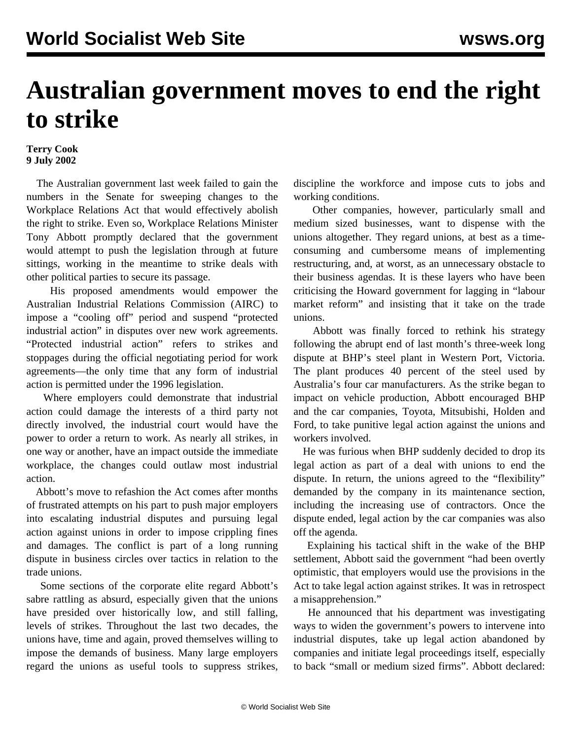# Australian government moves to end the right to strike

**Terry Cook**
**9 July 2002**

The Australian government last week failed to gain the numbers in the Senate for sweeping changes to the Workplace Relations Act that would effectively abolish the right to strike. Even so, Workplace Relations Minister Tony Abbott promptly declared that the government would attempt to push the legislation through at future sittings, working in the meantime to strike deals with other political parties to secure its passage.

His proposed amendments would empower the Australian Industrial Relations Commission (AIRC) to impose a "cooling off" period and suspend "protected industrial action" in disputes over new work agreements. "Protected industrial action" refers to strikes and stoppages during the official negotiating period for work agreements—the only time that any form of industrial action is permitted under the 1996 legislation.

Where employers could demonstrate that industrial action could damage the interests of a third party not directly involved, the industrial court would have the power to order a return to work. As nearly all strikes, in one way or another, have an impact outside the immediate workplace, the changes could outlaw most industrial action.

Abbott's move to refashion the Act comes after months of frustrated attempts on his part to push major employers into escalating industrial disputes and pursuing legal action against unions in order to impose crippling fines and damages. The conflict is part of a long running dispute in business circles over tactics in relation to the trade unions.

Some sections of the corporate elite regard Abbott's sabre rattling as absurd, especially given that the unions have presided over historically low, and still falling, levels of strikes. Throughout the last two decades, the unions have, time and again, proved themselves willing to impose the demands of business. Many large employers regard the unions as useful tools to suppress strikes, discipline the workforce and impose cuts to jobs and working conditions.

Other companies, however, particularly small and medium sized businesses, want to dispense with the unions altogether. They regard unions, at best as a time-consuming and cumbersome means of implementing restructuring, and, at worst, as an unnecessary obstacle to their business agendas. It is these layers who have been criticising the Howard government for lagging in "labour market reform" and insisting that it take on the trade unions.

Abbott was finally forced to rethink his strategy following the abrupt end of last month's three-week long dispute at BHP's steel plant in Western Port, Victoria. The plant produces 40 percent of the steel used by Australia's four car manufacturers. As the strike began to impact on vehicle production, Abbott encouraged BHP and the car companies, Toyota, Mitsubishi, Holden and Ford, to take punitive legal action against the unions and workers involved.

He was furious when BHP suddenly decided to drop its legal action as part of a deal with unions to end the dispute. In return, the unions agreed to the "flexibility" demanded by the company in its maintenance section, including the increasing use of contractors. Once the dispute ended, legal action by the car companies was also off the agenda.

Explaining his tactical shift in the wake of the BHP settlement, Abbott said the government "had been overtly optimistic, that employers would use the provisions in the Act to take legal action against strikes. It was in retrospect a misapprehension."

He announced that his department was investigating ways to widen the government's powers to intervene into industrial disputes, take up legal action abandoned by companies and initiate legal proceedings itself, especially to back "small or medium sized firms". Abbott declared: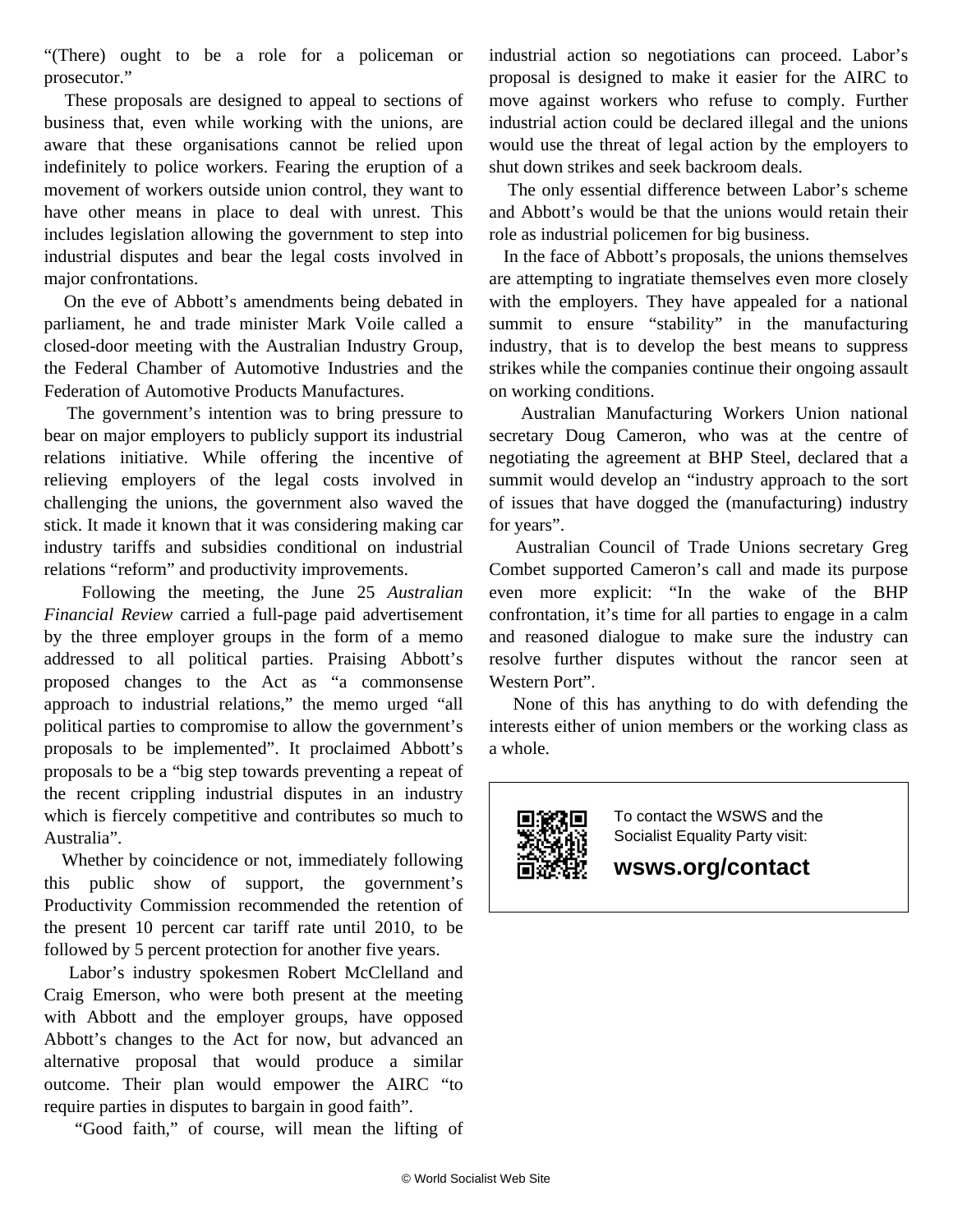"(There) ought to be a role for a policeman or prosecutor."

These proposals are designed to appeal to sections of business that, even while working with the unions, are aware that these organisations cannot be relied upon indefinitely to police workers. Fearing the eruption of a movement of workers outside union control, they want to have other means in place to deal with unrest. This includes legislation allowing the government to step into industrial disputes and bear the legal costs involved in major confrontations.

On the eve of Abbott's amendments being debated in parliament, he and trade minister Mark Voile called a closed-door meeting with the Australian Industry Group, the Federal Chamber of Automotive Industries and the Federation of Automotive Products Manufactures.

The government's intention was to bring pressure to bear on major employers to publicly support its industrial relations initiative. While offering the incentive of relieving employers of the legal costs involved in challenging the unions, the government also waved the stick. It made it known that it was considering making car industry tariffs and subsidies conditional on industrial relations "reform" and productivity improvements.

Following the meeting, the June 25 *Australian Financial Review* carried a full-page paid advertisement by the three employer groups in the form of a memo addressed to all political parties. Praising Abbott's proposed changes to the Act as "a commonsense approach to industrial relations," the memo urged "all political parties to compromise to allow the government's proposals to be implemented". It proclaimed Abbott's proposals to be a "big step towards preventing a repeat of the recent crippling industrial disputes in an industry which is fiercely competitive and contributes so much to Australia".

Whether by coincidence or not, immediately following this public show of support, the government's Productivity Commission recommended the retention of the present 10 percent car tariff rate until 2010, to be followed by 5 percent protection for another five years.

Labor's industry spokesmen Robert McClelland and Craig Emerson, who were both present at the meeting with Abbott and the employer groups, have opposed Abbott's changes to the Act for now, but advanced an alternative proposal that would produce a similar outcome. Their plan would empower the AIRC "to require parties in disputes to bargain in good faith".

"Good faith," of course, will mean the lifting of industrial action so negotiations can proceed. Labor's proposal is designed to make it easier for the AIRC to move against workers who refuse to comply. Further industrial action could be declared illegal and the unions would use the threat of legal action by the employers to shut down strikes and seek backroom deals.

The only essential difference between Labor's scheme and Abbott's would be that the unions would retain their role as industrial policemen for big business.

In the face of Abbott's proposals, the unions themselves are attempting to ingratiate themselves even more closely with the employers. They have appealed for a national summit to ensure "stability" in the manufacturing industry, that is to develop the best means to suppress strikes while the companies continue their ongoing assault on working conditions.

Australian Manufacturing Workers Union national secretary Doug Cameron, who was at the centre of negotiating the agreement at BHP Steel, declared that a summit would develop an "industry approach to the sort of issues that have dogged the (manufacturing) industry for years".

Australian Council of Trade Unions secretary Greg Combet supported Cameron's call and made its purpose even more explicit: "In the wake of the BHP confrontation, it's time for all parties to engage in a calm and reasoned dialogue to make sure the industry can resolve further disputes without the rancor seen at Western Port".

None of this has anything to do with defending the interests either of union members or the working class as a whole.

To contact the WSWS and the Socialist Equality Party visit:

**wsws.org/contact**